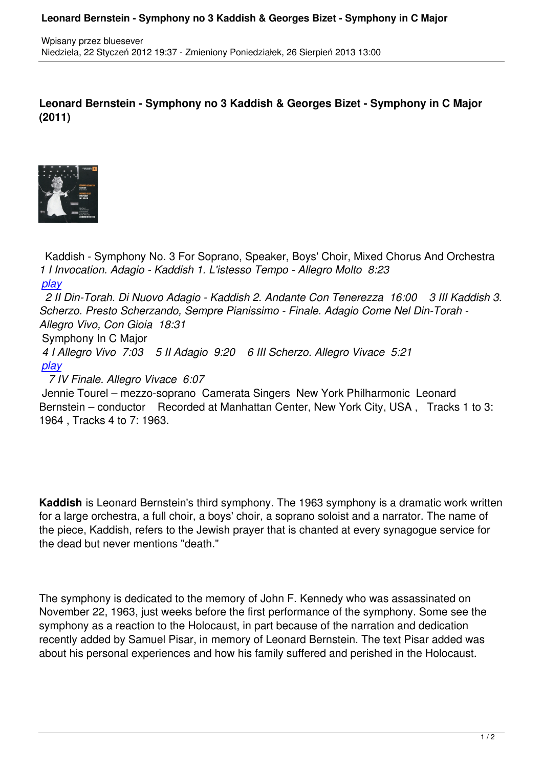# Leonard Bernstein - Symphony no 3 Kaddish & Georges Bizet - Symphony in C Major (2011)

Kaddish - Symphony No. 3 For Soprano, Speaker, Boys' Choir, Mixed Chorus And Orchestra

*1 I Invocation. Adagio - Kaddish 1. L'istesso Tempo - Allegro Molto 8:23*

*play*

*2 II Din-Torah. Di Nuovo Adagio - Kaddish 2. Andante Con Tenerezza 16:00 3 III Kaddish 3. Scherzo. Presto Scherzando, Sempre Pianissimo - Finale. Adagio Come Nel Din-Torah - Allegro Vivo, Con Gioia 18:31*

Symphony In C Major

*4 I Allegro Vivo 7:03 5 II Adagio 9:20 6 III Scherzo. Allegro Vivace 5:21*

*play*

*7 IV Finale. Allegro Vivace 6:07*

Jennie Tourel – mezzo-soprano Camerata Singers New York Philharmonic Leonard Bernstein – conductor Recorded at Manhattan Center, New York City, USA , Tracks 1 to 3: 1964 , Tracks 4 to 7: 1963.

**Kaddish** is Leonard Bernstein's third symphony. The 1963 symphony is a dramatic work written for a large orchestra, a full choir, a boys' choir, a soprano soloist and a narrator. The name of the piece, Kaddish, refers to the Jewish prayer that is chanted at every synagogue service for the dead but never mentions "death."

The symphony is dedicated to the memory of John F. Kennedy who was assassinated on November 22, 1963, just weeks before the first performance of the symphony. Some see the symphony as a reaction to the Holocaust, in part because of the narration and dedication recently added by Samuel Pisar, in memory of Leonard Bernstein. The text Pisar added was about his personal experiences and how his family suffered and perished in the Holocaust.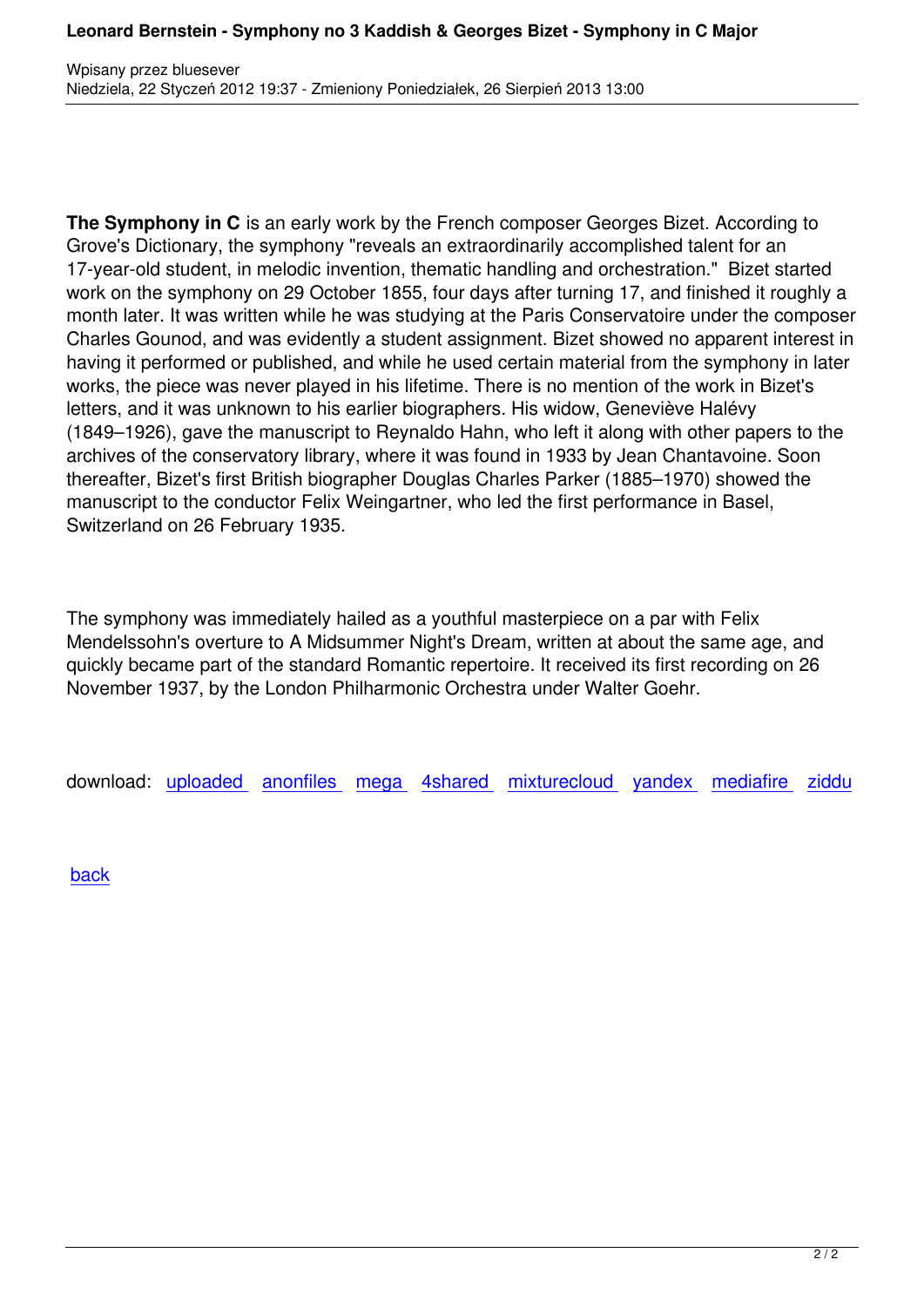**The Symphony in C** is an early work by the French composer Georges Bizet. According to Grove's Dictionary, the symphony "reveals an extraordinarily accomplished talent for an 17-year-old student, in melodic invention, thematic handling and orchestration." Bizet started work on the symphony on 29 October 1855, four days after turning 17, and finished it roughly a month later. It was written while he was studying at the Paris Conservatoire under the composer Charles Gounod, and was evidently a student assignment. Bizet showed no apparent interest in having it performed or published, and while he used certain material from the symphony in later works, the piece was never played in his lifetime. There is no mention of the work in Bizet's letters, and it was unknown to his earlier biographers. His widow, Geneviève Halévy (1849–1926), gave the manuscript to Reynaldo Hahn, who left it along with other papers to the archives of the conservatory library, where it was found in 1933 by Jean Chantavoine. Soon thereafter, Bizet's first British biographer Douglas Charles Parker (1885–1970) showed the manuscript to the conductor Felix Weingartner, who led the first performance in Basel, Switzerland on 26 February 1935.

The symphony was immediately hailed as a youthful masterpiece on a par with Felix Mendelssohn's overture to A Midsummer Night's Dream, written at about the same age, and quickly became part of the standard Romantic repertoire. It received its first recording on 26 November 1937, by the London Philharmonic Orchestra under Walter Goehr.

download: uploaded anonfiles mega 4shared mixturecloud yandex mediafire ziddu

back